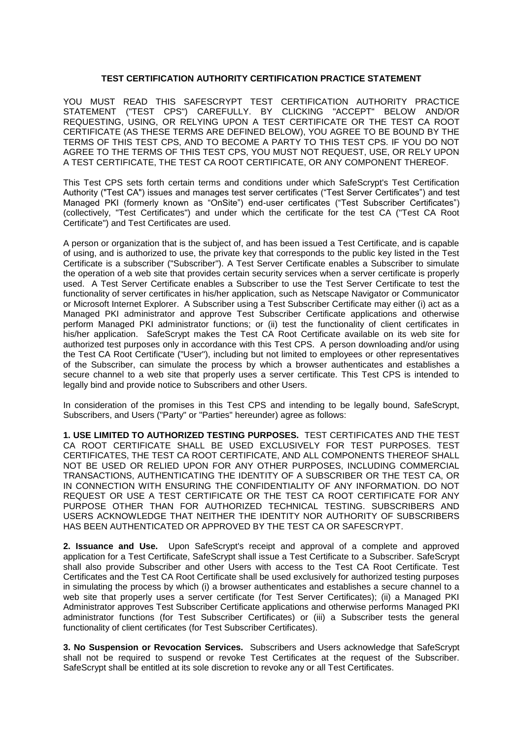**TEST CERTIFICATION AUTHORITY CERTIFICATION PRACTICE STATEMENT**

YOU MUST READ THIS SAFESCRYPT TEST CERTIFICATION AUTHORITY PRACTICE STATEMENT ("TEST CPS") CAREFULLY. BY CLICKING "ACCEPT" BELOW AND/OR REQUESTING, USING, OR RELYING UPON A TEST CERTIFICATE OR THE TEST CA ROOT CERTIFICATE (AS THESE TERMS ARE DEFINED BELOW), YOU AGREE TO BE BOUND BY THE TERMS OF THIS TEST CPS, AND TO BECOME A PARTY TO THIS TEST CPS. IF YOU DO NOT AGREE TO THE TERMS OF THIS TEST CPS, YOU MUST NOT REQUEST, USE, OR RELY UPON A TEST CERTIFICATE, THE TEST CA ROOT CERTIFICATE, OR ANY COMPONENT THEREOF.

This Test CPS sets forth certain terms and conditions under which SafeScrypt's Test Certification Authority ("Test CA") issues and manages test server certificates ("Test Server Certificates") and test Managed PKI (formerly known as "OnSite") end-user certificates ("Test Subscriber Certificates") (collectively, "Test Certificates") and under which the certificate for the test CA ("Test CA Root Certificate") and Test Certificates are used.

A person or organization that is the subject of, and has been issued a Test Certificate, and is capable of using, and is authorized to use, the private key that corresponds to the public key listed in the Test Certificate is a subscriber ("Subscriber"). A Test Server Certificate enables a Subscriber to simulate the operation of a web site that provides certain security services when a server certificate is properly used. A Test Server Certificate enables a Subscriber to use the Test Server Certificate to test the functionality of server certificates in his/her application, such as Netscape Navigator or Communicator or Microsoft Internet Explorer. A Subscriber using a Test Subscriber Certificate may either (i) act as a Managed PKI administrator and approve Test Subscriber Certificate applications and otherwise perform Managed PKI administrator functions; or (ii) test the functionality of client certificates in his/her application. SafeScrypt makes the Test CA Root Certificate available on its web site for authorized test purposes only in accordance with this Test CPS. A person downloading and/or using the Test CA Root Certificate ("User"), including but not limited to employees or other representatives of the Subscriber, can simulate the process by which a browser authenticates and establishes a secure channel to a web site that properly uses a server certificate. This Test CPS is intended to legally bind and provide notice to Subscribers and other Users.

In consideration of the promises in this Test CPS and intending to be legally bound, SafeScrypt, Subscribers, and Users ("Party" or "Parties" hereunder) agree as follows:

**1. USE LIMITED TO AUTHORIZED TESTING PURPOSES.** TEST CERTIFICATES AND THE TEST CA ROOT CERTIFICATE SHALL BE USED EXCLUSIVELY FOR TEST PURPOSES. TEST CERTIFICATES, THE TEST CA ROOT CERTIFICATE, AND ALL COMPONENTS THEREOF SHALL NOT BE USED OR RELIED UPON FOR ANY OTHER PURPOSES, INCLUDING COMMERCIAL TRANSACTIONS, AUTHENTICATING THE IDENTITY OF A SUBSCRIBER OR THE TEST CA, OR IN CONNECTION WITH ENSURING THE CONFIDENTIALITY OF ANY INFORMATION. DO NOT REQUEST OR USE A TEST CERTIFICATE OR THE TEST CA ROOT CERTIFICATE FOR ANY PURPOSE OTHER THAN FOR AUTHORIZED TECHNICAL TESTING. SUBSCRIBERS AND USERS ACKNOWLEDGE THAT NEITHER THE IDENTITY NOR AUTHORITY OF SUBSCRIBERS HAS BEEN AUTHENTICATED OR APPROVED BY THE TEST CA OR SAFESCRYPT.

**2. Issuance and Use.** Upon SafeScrypt's receipt and approval of a complete and approved application for a Test Certificate, SafeScrypt shall issue a Test Certificate to a Subscriber. SafeScrypt shall also provide Subscriber and other Users with access to the Test CA Root Certificate. Test Certificates and the Test CA Root Certificate shall be used exclusively for authorized testing purposes in simulating the process by which (i) a browser authenticates and establishes a secure channel to a web site that properly uses a server certificate (for Test Server Certificates); (ii) a Managed PKI Administrator approves Test Subscriber Certificate applications and otherwise performs Managed PKI administrator functions (for Test Subscriber Certificates) or (iii) a Subscriber tests the general functionality of client certificates (for Test Subscriber Certificates).

**3. No Suspension or Revocation Services.** Subscribers and Users acknowledge that SafeScrypt shall not be required to suspend or revoke Test Certificates at the request of the Subscriber. SafeScrypt shall be entitled at its sole discretion to revoke any or all Test Certificates.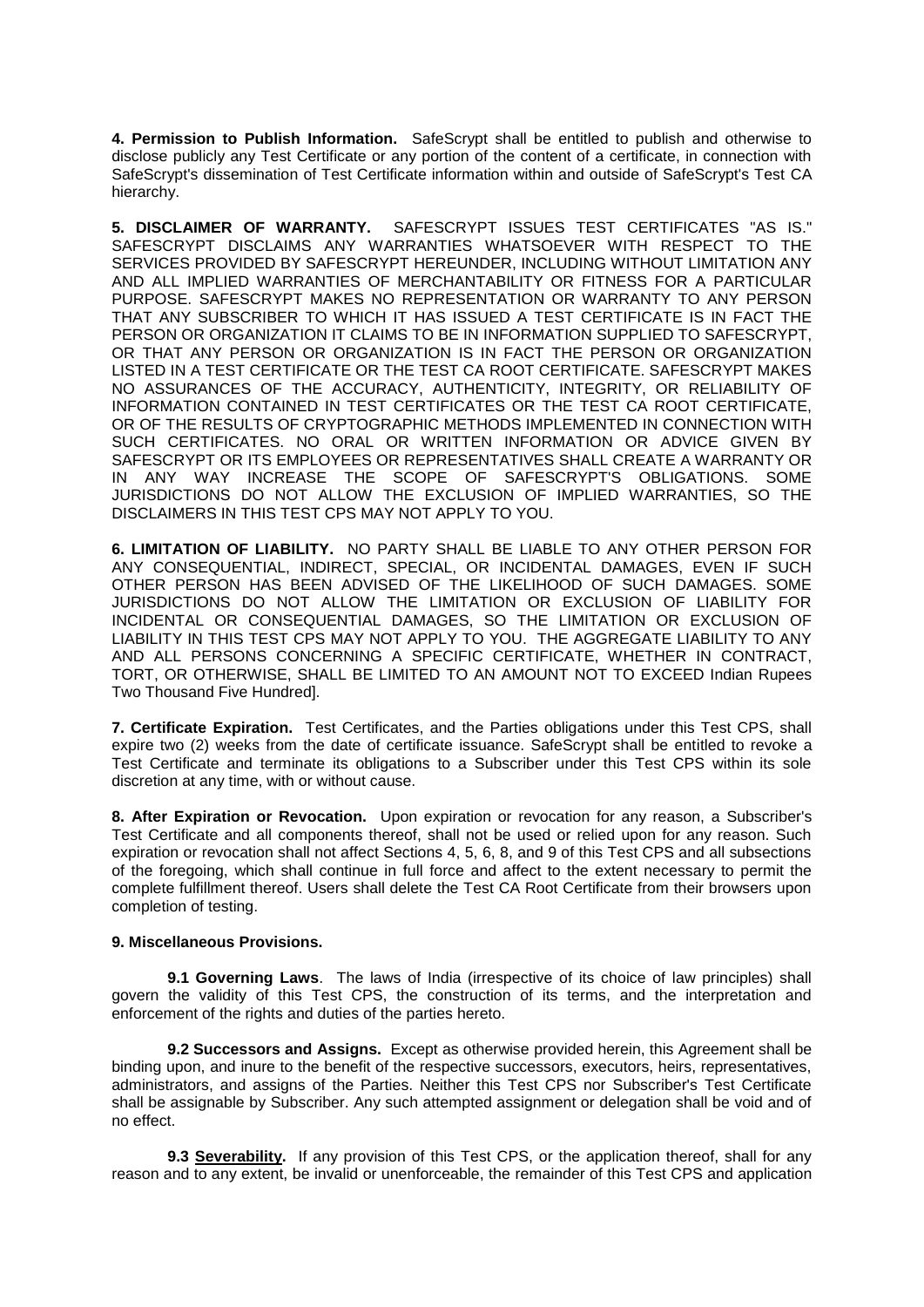**4. Permission to Publish Information.** SafeScrypt shall be entitled to publish and otherwise to disclose publicly any Test Certificate or any portion of the content of a certificate, in connection with SafeScrypt's dissemination of Test Certificate information within and outside of SafeScrypt's Test CA hierarchy.

**5. DISCLAIMER OF WARRANTY.** SAFESCRYPT ISSUES TEST CERTIFICATES "AS IS." SAFESCRYPT DISCLAIMS ANY WARRANTIES WHATSOEVER WITH RESPECT TO THE SERVICES PROVIDED BY SAFESCRYPT HEREUNDER, INCLUDING WITHOUT LIMITATION ANY AND ALL IMPLIED WARRANTIES OF MERCHANTABILITY OR FITNESS FOR A PARTICULAR PURPOSE. SAFESCRYPT MAKES NO REPRESENTATION OR WARRANTY TO ANY PERSON THAT ANY SUBSCRIBER TO WHICH IT HAS ISSUED A TEST CERTIFICATE IS IN FACT THE PERSON OR ORGANIZATION IT CLAIMS TO BE IN INFORMATION SUPPLIED TO SAFESCRYPT, OR THAT ANY PERSON OR ORGANIZATION IS IN FACT THE PERSON OR ORGANIZATION LISTED IN A TEST CERTIFICATE OR THE TEST CA ROOT CERTIFICATE. SAFESCRYPT MAKES NO ASSURANCES OF THE ACCURACY, AUTHENTICITY, INTEGRITY, OR RELIABILITY OF INFORMATION CONTAINED IN TEST CERTIFICATES OR THE TEST CA ROOT CERTIFICATE, OR OF THE RESULTS OF CRYPTOGRAPHIC METHODS IMPLEMENTED IN CONNECTION WITH SUCH CERTIFICATES. NO ORAL OR WRITTEN INFORMATION OR ADVICE GIVEN BY SAFESCRYPT OR ITS EMPLOYEES OR REPRESENTATIVES SHALL CREATE A WARRANTY OR IN ANY WAY INCREASE THE SCOPE OF SAFESCRYPT'S OBLIGATIONS. SOME JURISDICTIONS DO NOT ALLOW THE EXCLUSION OF IMPLIED WARRANTIES, SO THE DISCLAIMERS IN THIS TEST CPS MAY NOT APPLY TO YOU.

**6. LIMITATION OF LIABILITY.** NO PARTY SHALL BE LIABLE TO ANY OTHER PERSON FOR ANY CONSEQUENTIAL, INDIRECT, SPECIAL, OR INCIDENTAL DAMAGES, EVEN IF SUCH OTHER PERSON HAS BEEN ADVISED OF THE LIKELIHOOD OF SUCH DAMAGES. SOME JURISDICTIONS DO NOT ALLOW THE LIMITATION OR EXCLUSION OF LIABILITY FOR INCIDENTAL OR CONSEQUENTIAL DAMAGES, SO THE LIMITATION OR EXCLUSION OF LIABILITY IN THIS TEST CPS MAY NOT APPLY TO YOU. THE AGGREGATE LIABILITY TO ANY AND ALL PERSONS CONCERNING A SPECIFIC CERTIFICATE, WHETHER IN CONTRACT, TORT, OR OTHERWISE, SHALL BE LIMITED TO AN AMOUNT NOT TO EXCEED Indian Rupees Two Thousand Five Hundred].

**7. Certificate Expiration.** Test Certificates, and the Parties obligations under this Test CPS, shall expire two (2) weeks from the date of certificate issuance. SafeScrypt shall be entitled to revoke a Test Certificate and terminate its obligations to a Subscriber under this Test CPS within its sole discretion at any time, with or without cause.

**8. After Expiration or Revocation.** Upon expiration or revocation for any reason, a Subscriber's Test Certificate and all components thereof, shall not be used or relied upon for any reason. Such expiration or revocation shall not affect Sections 4, 5, 6, 8, and 9 of this Test CPS and all subsections of the foregoing, which shall continue in full force and affect to the extent necessary to permit the complete fulfillment thereof. Users shall delete the Test CA Root Certificate from their browsers upon completion of testing.

**9. Miscellaneous Provisions.**

**9.1 Governing Laws**. The laws of India (irrespective of its choice of law principles) shall govern the validity of this Test CPS, the construction of its terms, and the interpretation and enforcement of the rights and duties of the parties hereto.

**9.2 Successors and Assigns.** Except as otherwise provided herein, this Agreement shall be binding upon, and inure to the benefit of the respective successors, executors, heirs, representatives, administrators, and assigns of the Parties. Neither this Test CPS nor Subscriber's Test Certificate shall be assignable by Subscriber. Any such attempted assignment or delegation shall be void and of no effect.

**9.3 Severability.** If any provision of this Test CPS, or the application thereof, shall for any reason and to any extent, be invalid or unenforceable, the remainder of this Test CPS and application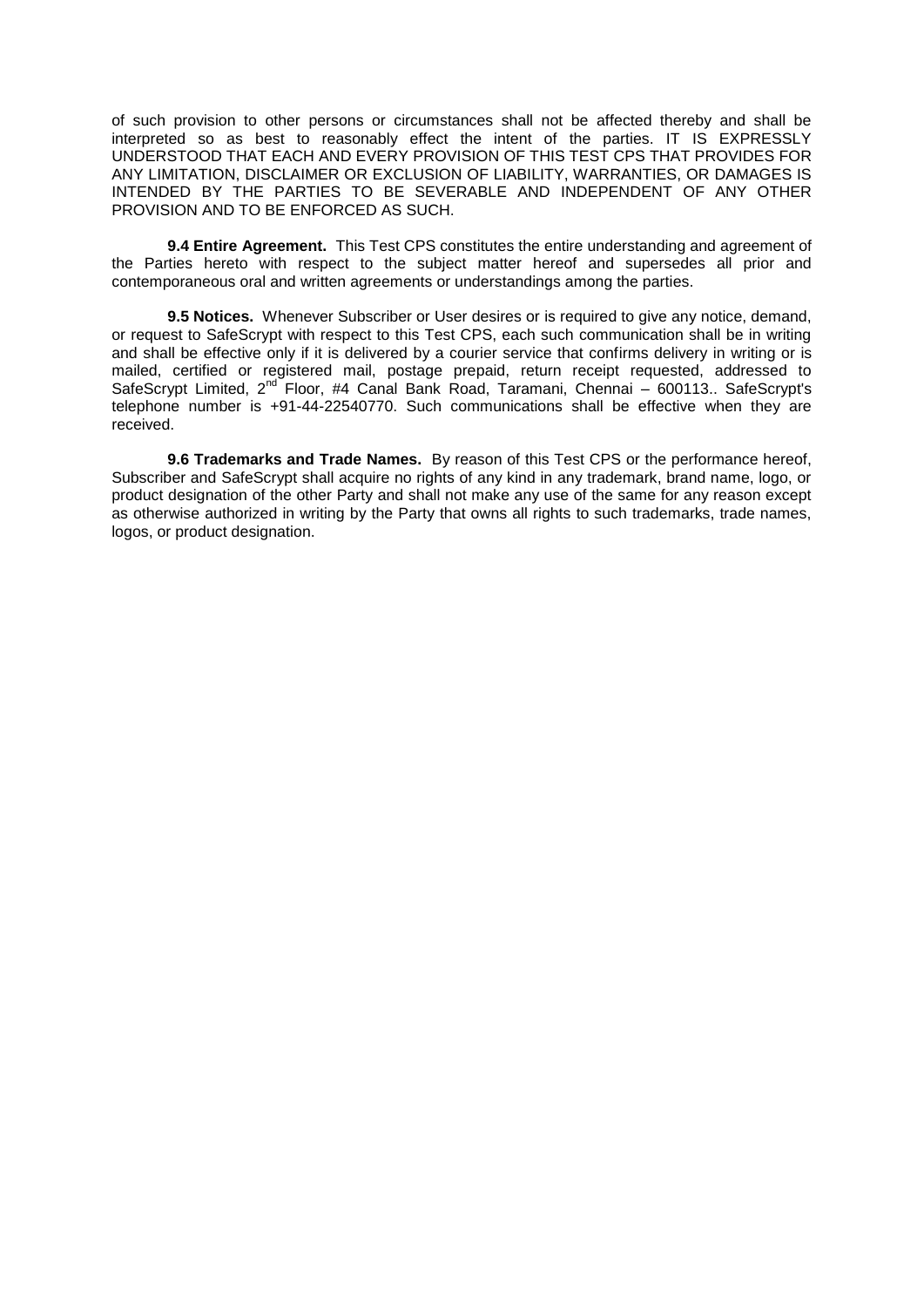of such provision to other persons or circumstances shall not be affected thereby and shall be interpreted so as best to reasonably effect the intent of the parties. IT IS EXPRESSLY UNDERSTOOD THAT EACH AND EVERY PROVISION OF THIS TEST CPS THAT PROVIDES FOR ANY LIMITATION, DISCLAIMER OR EXCLUSION OF LIABILITY, WARRANTIES, OR DAMAGES IS INTENDED BY THE PARTIES TO BE SEVERABLE AND INDEPENDENT OF ANY OTHER PROVISION AND TO BE ENFORCED AS SUCH.

**9.4 Entire Agreement.** This Test CPS constitutes the entire understanding and agreement of the Parties hereto with respect to the subject matter hereof and supersedes all prior and contemporaneous oral and written agreements or understandings among the parties.

**9.5 Notices.** Whenever Subscriber or User desires or is required to give any notice, demand, or request to SafeScrypt with respect to this Test CPS, each such communication shall be in writing and shall be effective only if it is delivered by a courier service that confirms delivery in writing or is mailed, certified or registered mail, postage prepaid, return receipt requested, addressed to SafeScrypt Limited, 2nd Floor, #4 Canal Bank Road, Taramani, Chennai – 600113.. SafeScrypt's telephone number is +91-44-22540770. Such communications shall be effective when they are received.

**9.6 Trademarks and Trade Names.** By reason of this Test CPS or the performance hereof, Subscriber and SafeScrypt shall acquire no rights of any kind in any trademark, brand name, logo, or product designation of the other Party and shall not make any use of the same for any reason except as otherwise authorized in writing by the Party that owns all rights to such trademarks, trade names, logos, or product designation.